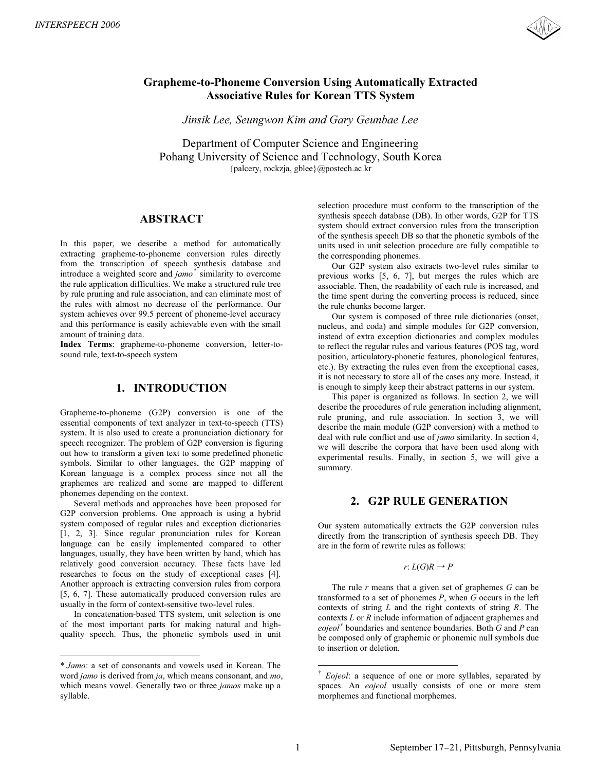# Grapheme-to-Phoneme Conversion Using Automatically Extracted Associative Rules for Korean TTS System

*Jinsik Lee, Seungwon Kim and Gary Geunbae Lee*

Department of Computer Science and Engineering
Pohang University of Science and Technology, South Korea
{palcery, rockzja, gblee}@postech.ac.kr

## ABSTRACT

In this paper, we describe a method for automatically extracting grapheme-to-phoneme conversion rules directly from the transcription of speech synthesis database and introduce a weighted score and *jamo*[*] similarity to overcome the rule application difficulties. We make a structured rule tree by rule pruning and rule association, and can eliminate most of the rules with almost no decrease of the performance. Our system achieves over 99.5 percent of phoneme-level accuracy and this performance is easily achievable even with the small amount of training data.

**Index Terms**: grapheme-to-phoneme conversion, letter-to-sound rule, text-to-speech system

## 1. INTRODUCTION

Grapheme-to-phoneme (G2P) conversion is one of the essential components of text analyzer in text-to-speech (TTS) system. It is also used to create a pronunciation dictionary for speech recognizer. The problem of G2P conversion is figuring out how to transform a given text to some predefined phonetic symbols. Similar to other languages, the G2P mapping of Korean language is a complex process since not all the graphemes are realized and some are mapped to different phonemes depending on the context.

Several methods and approaches have been proposed for G2P conversion problems. One approach is using a hybrid system composed of regular rules and exception dictionaries [1, 2, 3]. Since regular pronunciation rules for Korean language can be easily implemented compared to other languages, usually, they have been written by hand, which has relatively good conversion accuracy. These facts have led researches to focus on the study of exceptional cases [4]. Another approach is extracting conversion rules from corpora [5, 6, 7]. These automatically produced conversion rules are usually in the form of context-sensitive two-level rules.

In concatenation-based TTS system, unit selection is one of the most important parts for making natural and high-quality speech. Thus, the phonetic symbols used in unit selection procedure must conform to the transcription of the synthesis speech database (DB). In other words, G2P for TTS system should extract conversion rules from the transcription of the synthesis speech DB so that the phonetic symbols of the units used in unit selection procedure are fully compatible to the corresponding phonemes.

Our G2P system also extracts two-level rules similar to previous works [5, 6, 7], but merges the rules which are associable. Then, the readability of each rule is increased, and the time spent during the converting process is reduced, since the rule chunks become larger.

Our system is composed of three rule dictionaries (onset, nucleus, and coda) and simple modules for G2P conversion, instead of extra exception dictionaries and complex modules to reflect the regular rules and various features (POS tag, word position, articulatory-phonetic features, phonological features, etc.). By extracting the rules even from the exceptional cases, it is not necessary to store all of the cases any more. Instead, it is enough to simply keep their abstract patterns in our system.

This paper is organized as follows. In section 2, we will describe the procedures of rule generation including alignment, rule pruning, and rule association. In section 3, we will describe the main module (G2P conversion) with a method to deal with rule conflict and use of *jamo* similarity. In section 4, we will describe the corpora that have been used along with experimental results. Finally, in section 5, we will give a summary.

## 2. G2P RULE GENERATION

Our system automatically extracts the G2P conversion rules directly from the transcription of synthesis speech DB. They are in the form of rewrite rules as follows:

$$r: L(G)R \rightarrow P$$

The rule *r* means that a given set of graphemes *G* can be transformed to a set of phonemes *P*, when *G* occurs in the left contexts of string *L* and the right contexts of string *R*. The contexts *L* or *R* include information of adjacent graphemes and *eojeol*[†] boundaries and sentence boundaries. Both *G* and *P* can be composed only of graphemic or phonemic null symbols due to insertion or deletion.

---

[*] *Jamo*: a set of consonants and vowels used in Korean. The word *jamo* is derived from *ja*, which means consonant, and *mo*, which means vowel. Generally two or three *jamos* make up a syllable.

[†] *Eojeol*: a sequence of one or more syllables, separated by spaces. An *eojeol* usually consists of one or more stem morphemes and functional morphemes.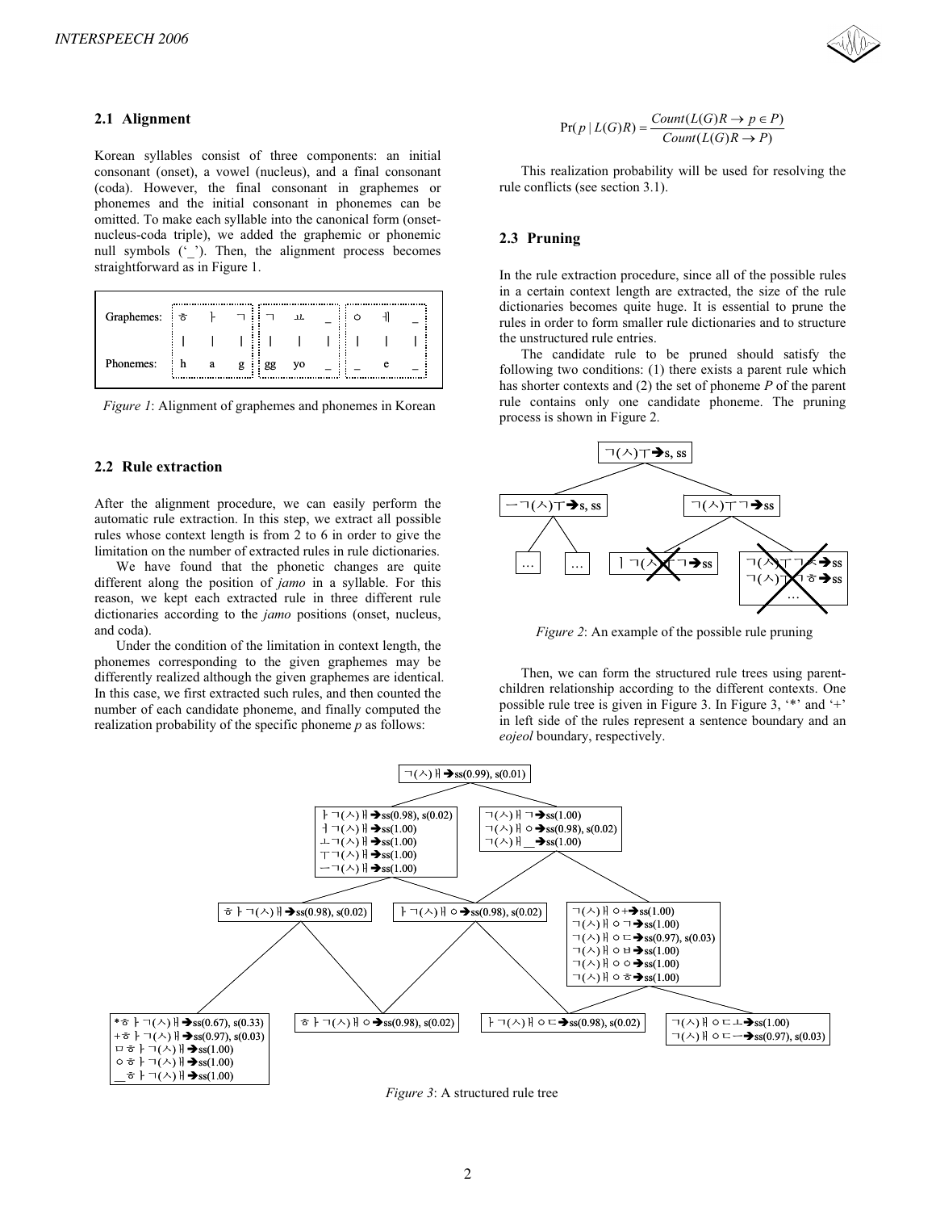## 2.1 Alignment

Korean syllables consist of three components: an initial consonant (onset), a vowel (nucleus), and a final consonant (coda). However, the final consonant in graphemes or phonemes and the initial consonant in phonemes can be omitted. To make each syllable into the canonical form (onset-nucleus-coda triple), we added the graphemic or phonemic null symbols ('_'). Then, the alignment process becomes straightforward as in Figure 1.

| | | | | | | | | | |
|---|---|---|---|---|---|---|---|---|---|
| Graphemes: | ㅎ | ㅏ | ㄱ | ㄱ | ㅛ | _ | ㅇ | ㅔ | _ |
| | \| | \| | \| | \| | \| | \| | \| | \| | \| |
| Phonemes: | h | a | g | gg | yo | _ | _ | e | _ |

*Figure 1*: Alignment of graphemes and phonemes in Korean

## 2.2 Rule extraction

After the alignment procedure, we can easily perform the automatic rule extraction. In this step, we extract all possible rules whose context length is from 2 to 6 in order to give the limitation on the number of extracted rules in rule dictionaries.

We have found that the phonetic changes are quite different along the position of *jamo* in a syllable. For this reason, we kept each extracted rule in three different rule dictionaries according to the *jamo* positions (onset, nucleus, and coda).

Under the condition of the limitation in context length, the phonemes corresponding to the given graphemes may be differently realized although the given graphemes are identical. In this case, we first extracted such rules, and then counted the number of each candidate phoneme, and finally computed the realization probability of the specific phoneme *p* as follows:

$$\Pr(p \mid L(G)R) = \frac{Count(L(G)R \to p \in P)}{Count(L(G)R \to P)}$$

This realization probability will be used for resolving the rule conflicts (see section 3.1).

## 2.3 Pruning

In the rule extraction procedure, since all of the possible rules in a certain context length are extracted, the size of the rule dictionaries becomes quite huge. It is essential to prune the rules in order to form smaller rule dictionaries and to structure the unstructured rule entries.

The candidate rule to be pruned should satisfy the following two conditions: (1) there exists a parent rule which has shorter contexts and (2) the set of phoneme *P* of the parent rule contains only one candidate phoneme. The pruning process is shown in Figure 2.

*Figure 2*: An example of the possible rule pruning

Then, we can form the structured rule trees using parent-children relationship according to the different contexts. One possible rule tree is given in Figure 3. In Figure 3, '*' and '+' in left side of the rules represent a sentence boundary and an *eojeol* boundary, respectively.

*Figure 3*: A structured rule tree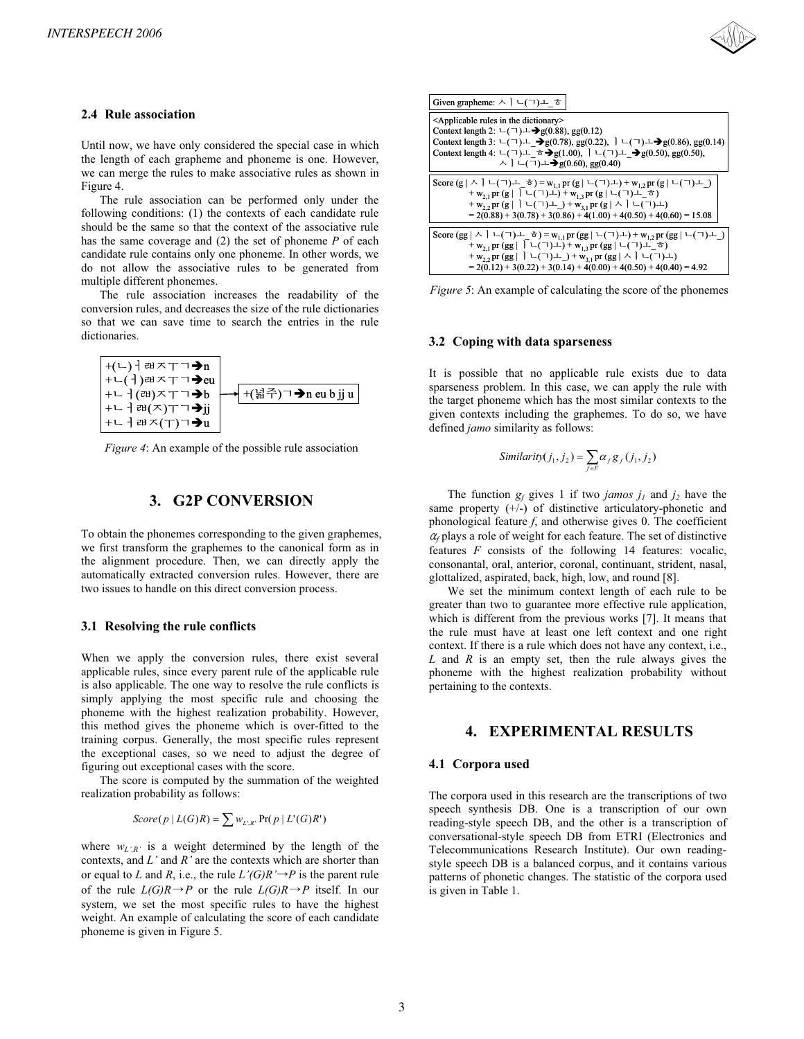### 2.4 Rule association

Until now, we have only considered the special case in which the length of each grapheme and phoneme is one. However, we can merge the rules to make associative rules as shown in Figure 4.

The rule association can be performed only under the following conditions: (1) the contexts of each candidate rule should be the same so that the context of the associative rule has the same coverage and (2) the set of phoneme *P* of each candidate rule contains only one phoneme. In other words, we do not allow the associative rules to be generated from multiple different phonemes.

The rule association increases the readability of the conversion rules, and decreases the size of the rule dictionaries so that we can save time to search the entries in the rule dictionaries.

+(ㄴ)ㅓㄻㅈㅜㄱ→n
+ㄴ(ㅓ)ㄻㅈㅜㄱ→eu
+ㄴㅓ(ㄻ)ㅈㅜㄱ→b
+ㄴㅓㄻ(ㅈ)ㅜㄱ→jj
+ㄴㅓㄻㅈ(ㅜ)ㄱ→u

→ +(넒주)ㄱ→n eu b jj u

*Figure 4*: An example of the possible rule association

## 3. G2P CONVERSION

To obtain the phonemes corresponding to the given graphemes, we first transform the graphemes to the canonical form as in the alignment procedure. Then, we can directly apply the automatically extracted conversion rules. However, there are two issues to handle on this direct conversion process.

### 3.1 Resolving the rule conflicts

When we apply the conversion rules, there exist several applicable rules, since every parent rule of the applicable rule is also applicable. The one way to resolve the rule conflicts is simply applying the most specific rule and choosing the phoneme with the highest realization probability. However, this method gives the phoneme which is over-fitted to the training corpus. Generally, the most specific rules represent the exceptional cases, so we need to adjust the degree of figuring out exceptional cases with the score.

The score is computed by the summation of the weighted realization probability as follows:

$$Score(p \mid L(G)R) = \sum w_{L',R'} \Pr(p \mid L'(G)R')$$

where $w_{L',R'}$ is a weight determined by the length of the contexts, and *L'* and *R'* are the contexts which are shorter than or equal to *L* and *R*, i.e., the rule $L'(G)R' \rightarrow P$ is the parent rule of the rule $L(G)R \rightarrow P$ or the rule $L(G)R \rightarrow P$ itself. In our system, we set the most specific rules to have the highest weight. An example of calculating the score of each candidate phoneme is given in Figure 5.

Given grapheme: ㅅㅣㄴ(ㄱ)ㅗ_ㅎ

<Applicable rules in the dictionary>
Context length 2: ㄴ(ㄱ)ㅗ→g(0.88), gg(0.12)
Context length 3: ㄴ(ㄱ)ㅗ_→g(0.78), gg(0.22), ㅣㄴ(ㄱ)ㅗ→g(0.86), gg(0.14)
Context length 4: ㄴ(ㄱ)ㅗ_ㅎ→g(1.00), ㅣㄴ(ㄱ)ㅗ_→g(0.50), gg(0.50), ㅅㅣㄴ(ㄱ)ㅗ→g(0.60), gg(0.40)

Score (g | ㅅㅣㄴ(ㄱ)ㅗ_ㅎ) = $w_{1,1}$ pr (g | ㄴ(ㄱ)ㅗ) + $w_{1,2}$ pr (g | ㄴ(ㄱ)ㅗ_)
+ $w_{2,1}$ pr (g | ㅣㄴ(ㄱ)ㅗ) + $w_{1,3}$ pr (g | ㄴ(ㄱ)ㅗ_ㅎ)
+ $w_{2,2}$ pr (g | ㅣㄴ(ㄱ)ㅗ_) + $w_{3,1}$ pr (g | ㅅㅣㄴ(ㄱ)ㅗ)
= 2(0.88) + 3(0.78) + 3(0.86) + 4(1.00) + 4(0.50) + 4(0.60) = 15.08

Score (gg | ㅅㅣㄴ(ㄱ)ㅗ_ㅎ) = $w_{1,1}$ pr (gg | ㄴ(ㄱ)ㅗ) + $w_{1,2}$ pr (gg | ㄴ(ㄱ)ㅗ_)
+ $w_{2,1}$ pr (gg | ㅣㄴ(ㄱ)ㅗ) + $w_{1,3}$ pr (gg | ㄴ(ㄱ)ㅗ_ㅎ)
+ $w_{2,2}$ pr (gg | ㅣㄴ(ㄱ)ㅗ_) + $w_{3,1}$ pr (gg | ㅅㅣㄴ(ㄱ)ㅗ)
= 2(0.12) + 3(0.22) + 3(0.14) + 4(0.00) + 4(0.50) + 4(0.40) = 4.92

*Figure 5*: An example of calculating the score of the phonemes

### 3.2 Coping with data sparseness

It is possible that no applicable rule exists due to data sparseness problem. In this case, we can apply the rule with the target phoneme which has the most similar contexts to the given contexts including the graphemes. To do so, we have defined *jamo* similarity as follows:

$$Similarity(j_1, j_2) = \sum_{f \in F} \alpha_f g_f(j_1, j_2)$$

The function $g_f$ gives 1 if two *jamos* $j_1$ and $j_2$ have the same property (+/-) of distinctive articulatory-phonetic and phonological feature *f*, and otherwise gives 0. The coefficient $\alpha_f$ plays a role of weight for each feature. The set of distinctive features *F* consists of the following 14 features: vocalic, consonantal, oral, anterior, coronal, continuant, strident, nasal, glottalized, aspirated, back, high, low, and round [8].

We set the minimum context length of each rule to be greater than two to guarantee more effective rule application, which is different from the previous works [7]. It means that the rule must have at least one left context and one right context. If there is a rule which does not have any context, i.e., *L* and *R* is an empty set, then the rule always gives the phoneme with the highest realization probability without pertaining to the contexts.

## 4. EXPERIMENTAL RESULTS

### 4.1 Corpora used

The corpora used in this research are the transcriptions of two speech synthesis DB. One is a transcription of our own reading-style speech DB, and the other is a transcription of conversational-style speech DB from ETRI (Electronics and Telecommunications Research Institute). Our own reading-style speech DB is a balanced corpus, and it contains various patterns of phonetic changes. The statistic of the corpora used is given in Table 1.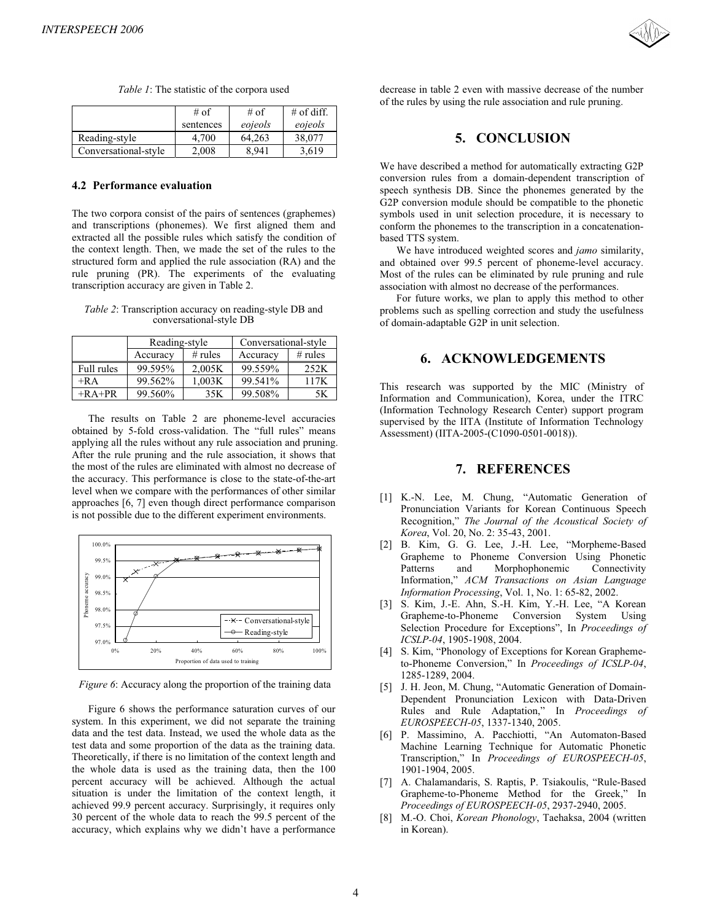*Table 1*: The statistic of the corpora used

| | # of sentences | # of *eojeols* | # of diff. *eojeols* |
|---|---|---|---|
| Reading-style | 4,700 | 64,263 | 38,077 |
| Conversational-style | 2,008 | 8,941 | 3,619 |

### 4.2 Performance evaluation

The two corpora consist of the pairs of sentences (graphemes) and transcriptions (phonemes). We first aligned them and extracted all the possible rules which satisfy the condition of the context length. Then, we made the set of the rules to the structured form and applied the rule association (RA) and the rule pruning (PR). The experiments of the evaluating transcription accuracy are given in Table 2.

*Table 2*: Transcription accuracy on reading-style DB and conversational-style DB

| | Reading-style | | Conversational-style | |
|---|---|---|---|---|
| | Accuracy | # rules | Accuracy | # rules |
| Full rules | 99.595% | 2,005K | 99.559% | 252K |
| +RA | 99.562% | 1,003K | 99.541% | 117K |
| +RA+PR | 99.560% | 35K | 99.508% | 5K |

The results on Table 2 are phoneme-level accuracies obtained by 5-fold cross-validation. The "full rules" means applying all the rules without any rule association and pruning. After the rule pruning and the rule association, it shows that the most of the rules are eliminated with almost no decrease of the accuracy. This performance is close to the state-of-the-art level when we compare with the performances of other similar approaches [6, 7] even though direct performance comparison is not possible due to the different experiment environments.

100.0%
99.5%
99.0%
98.5%
98.0%
97.5%
97.0%
Phoneme accuracy
0%
20%
40%
60%
80%
100%
Proportion of data used to training
Conversational-style
Reading-style

*Figure 6*: Accuracy along the proportion of the training data

Figure 6 shows the performance saturation curves of our system. In this experiment, we did not separate the training data and the test data. Instead, we used the whole data as the test data and some proportion of the data as the training data. Theoretically, if there is no limitation of the context length and the whole data is used as the training data, then the 100 percent accuracy will be achieved. Although the actual situation is under the limitation of the context length, it achieved 99.9 percent accuracy. Surprisingly, it requires only 30 percent of the whole data to reach the 99.5 percent of the accuracy, which explains why we didn't have a performance decrease in table 2 even with massive decrease of the number of the rules by using the rule association and rule pruning.

## 5. CONCLUSION

We have described a method for automatically extracting G2P conversion rules from a domain-dependent transcription of speech synthesis DB. Since the phonemes generated by the G2P conversion module should be compatible to the phonetic symbols used in unit selection procedure, it is necessary to conform the phonemes to the transcription in a concatenation-based TTS system.

We have introduced weighted scores and *jamo* similarity, and obtained over 99.5 percent of phoneme-level accuracy. Most of the rules can be eliminated by rule pruning and rule association with almost no decrease of the performances.

For future works, we plan to apply this method to other problems such as spelling correction and study the usefulness of domain-adaptable G2P in unit selection.

## 6. ACKNOWLEDGEMENTS

This research was supported by the MIC (Ministry of Information and Communication), Korea, under the ITRC (Information Technology Research Center) support program supervised by the IITA (Institute of Information Technology Assessment) (IITA-2005-(C1090-0501-0018)).

## 7. REFERENCES

- [1] K.-N. Lee, M. Chung, "Automatic Generation of Pronunciation Variants for Korean Continuous Speech Recognition," *The Journal of the Acoustical Society of Korea*, Vol. 20, No. 2: 35-43, 2001.
- [2] B. Kim, G. G. Lee, J.-H. Lee, "Morpheme-Based Grapheme to Phoneme Conversion Using Phonetic Patterns and Morphophonemic Connectivity Information," *ACM Transactions on Asian Language Information Processing*, Vol. 1, No. 1: 65-82, 2002.
- [3] S. Kim, J.-E. Ahn, S.-H. Kim, Y.-H. Lee, "A Korean Grapheme-to-Phoneme Conversion System Using Selection Procedure for Exceptions", In *Proceedings of ICSLP-04*, 1905-1908, 2004.
- [4] S. Kim, "Phonology of Exceptions for Korean Grapheme-to-Phoneme Conversion," In *Proceedings of ICSLP-04*, 1285-1289, 2004.
- [5] J. H. Jeon, M. Chung, "Automatic Generation of Domain-Dependent Pronunciation Lexicon with Data-Driven Rules and Rule Adaptation," In *Proceedings of EUROSPEECH-05*, 1337-1340, 2005.
- [6] P. Massimino, A. Pacchiotti, "An Automaton-Based Machine Learning Technique for Automatic Phonetic Transcription," In *Proceedings of EUROSPEECH-05*, 1901-1904, 2005.
- [7] A. Chalamandaris, S. Raptis, P. Tsiakoulis, "Rule-Based Grapheme-to-Phoneme Method for the Greek," In *Proceedings of EUROSPEECH-05*, 2937-2940, 2005.
- [8] M.-O. Choi, *Korean Phonology*, Taehaksa, 2004 (written in Korean).